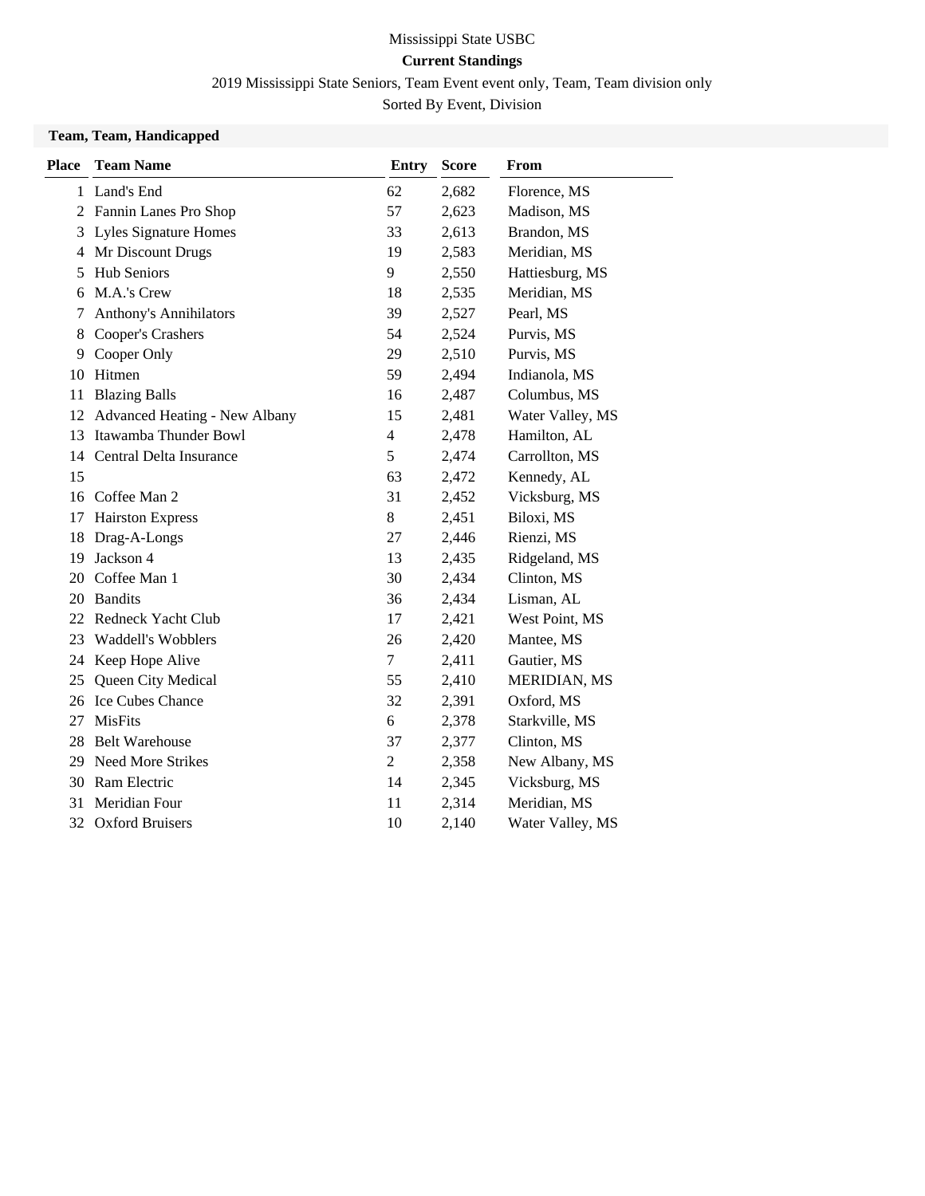Mississippi State USBC

**Current Standings**

2019 Mississippi State Seniors, Team Event event only, Team, Team division only

Sorted By Event, Division

### Team, Team, Handicapped

| Place | Team Name | Entry | Score | From |
|---|---|---|---|---|
| 1 | Land's End | 62 | 2,682 | Florence, MS |
| 2 | Fannin Lanes Pro Shop | 57 | 2,623 | Madison, MS |
| 3 | Lyles Signature Homes | 33 | 2,613 | Brandon, MS |
| 4 | Mr Discount Drugs | 19 | 2,583 | Meridian, MS |
| 5 | Hub Seniors | 9 | 2,550 | Hattiesburg, MS |
| 6 | M.A.'s Crew | 18 | 2,535 | Meridian, MS |
| 7 | Anthony's Annihilators | 39 | 2,527 | Pearl, MS |
| 8 | Cooper's Crashers | 54 | 2,524 | Purvis, MS |
| 9 | Cooper Only | 29 | 2,510 | Purvis, MS |
| 10 | Hitmen | 59 | 2,494 | Indianola, MS |
| 11 | Blazing Balls | 16 | 2,487 | Columbus, MS |
| 12 | Advanced Heating - New Albany | 15 | 2,481 | Water Valley, MS |
| 13 | Itawamba Thunder Bowl | 4 | 2,478 | Hamilton, AL |
| 14 | Central Delta Insurance | 5 | 2,474 | Carrollton, MS |
| 15 | | 63 | 2,472 | Kennedy, AL |
| 16 | Coffee Man 2 | 31 | 2,452 | Vicksburg, MS |
| 17 | Hairston Express | 8 | 2,451 | Biloxi, MS |
| 18 | Drag-A-Longs | 27 | 2,446 | Rienzi, MS |
| 19 | Jackson 4 | 13 | 2,435 | Ridgeland, MS |
| 20 | Coffee Man 1 | 30 | 2,434 | Clinton, MS |
| 20 | Bandits | 36 | 2,434 | Lisman, AL |
| 22 | Redneck Yacht Club | 17 | 2,421 | West Point, MS |
| 23 | Waddell's Wobblers | 26 | 2,420 | Mantee, MS |
| 24 | Keep Hope Alive | 7 | 2,411 | Gautier, MS |
| 25 | Queen City Medical | 55 | 2,410 | MERIDIAN, MS |
| 26 | Ice Cubes Chance | 32 | 2,391 | Oxford, MS |
| 27 | MisFits | 6 | 2,378 | Starkville, MS |
| 28 | Belt Warehouse | 37 | 2,377 | Clinton, MS |
| 29 | Need More Strikes | 2 | 2,358 | New Albany, MS |
| 30 | Ram Electric | 14 | 2,345 | Vicksburg, MS |
| 31 | Meridian Four | 11 | 2,314 | Meridian, MS |
| 32 | Oxford Bruisers | 10 | 2,140 | Water Valley, MS |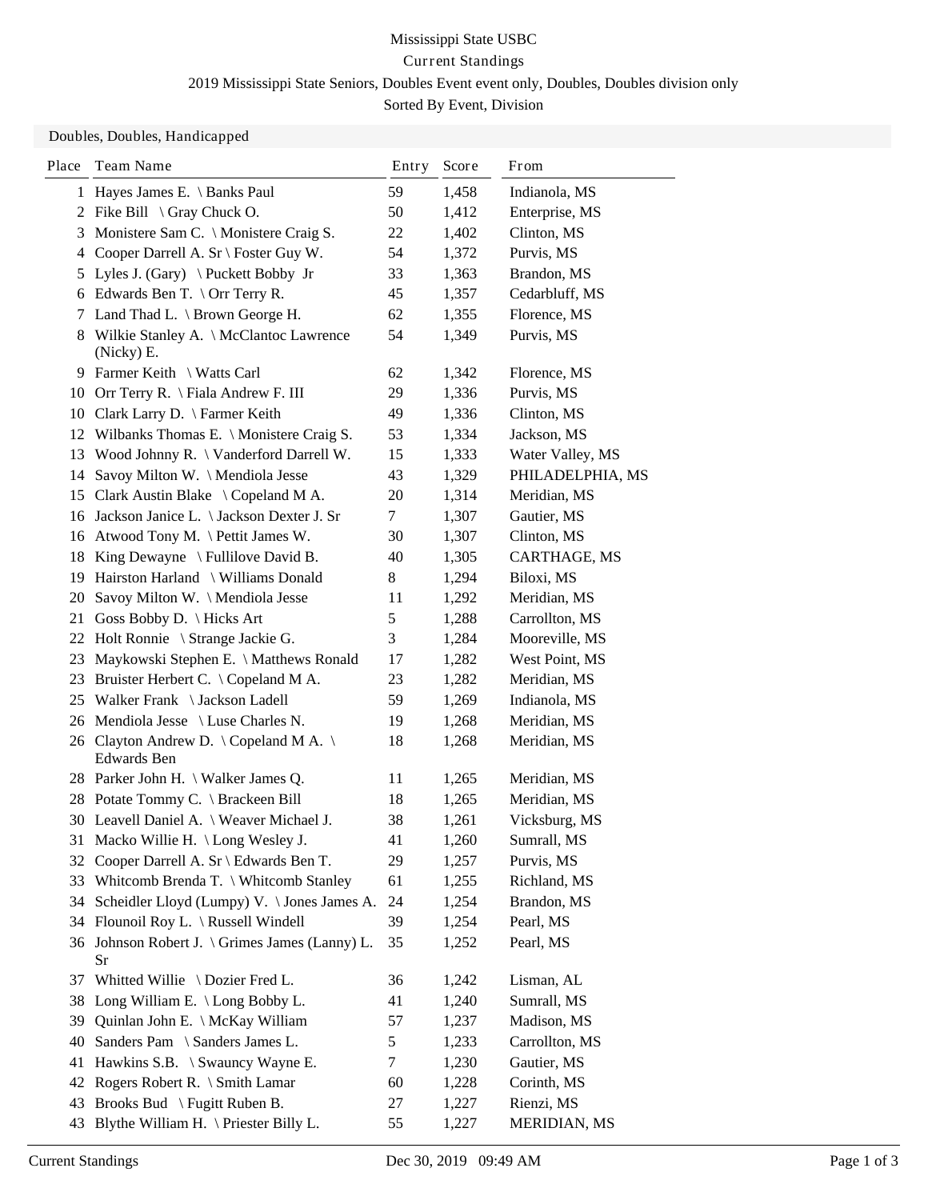Mississippi State USBC

Current Standings

2019 Mississippi State Seniors, Doubles Event event only, Doubles, Doubles division only

Sorted By Event, Division

## Doubles, Doubles, Handicapped

| Place | Team Name | Entry | Score | From |
|---|---|---|---|---|
| 1 | Hayes James E. \ Banks Paul | 59 | 1,458 | Indianola, MS |
| 2 | Fike Bill \ Gray Chuck O. | 50 | 1,412 | Enterprise, MS |
| 3 | Monistere Sam C. \ Monistere Craig S. | 22 | 1,402 | Clinton, MS |
| 4 | Cooper Darrell A. Sr \ Foster Guy W. | 54 | 1,372 | Purvis, MS |
| 5 | Lyles J. (Gary) \ Puckett Bobby Jr | 33 | 1,363 | Brandon, MS |
| 6 | Edwards Ben T. \ Orr Terry R. | 45 | 1,357 | Cedarbluff, MS |
| 7 | Land Thad L. \ Brown George H. | 62 | 1,355 | Florence, MS |
| 8 | Wilkie Stanley A. \ McClantoc Lawrence (Nicky) E. | 54 | 1,349 | Purvis, MS |
| 9 | Farmer Keith \ Watts Carl | 62 | 1,342 | Florence, MS |
| 10 | Orr Terry R. \ Fiala Andrew F. III | 29 | 1,336 | Purvis, MS |
| 10 | Clark Larry D. \ Farmer Keith | 49 | 1,336 | Clinton, MS |
| 12 | Wilbanks Thomas E. \ Monistere Craig S. | 53 | 1,334 | Jackson, MS |
| 13 | Wood Johnny R. \ Vanderford Darrell W. | 15 | 1,333 | Water Valley, MS |
| 14 | Savoy Milton W. \ Mendiola Jesse | 43 | 1,329 | PHILADELPHIA, MS |
| 15 | Clark Austin Blake \ Copeland M A. | 20 | 1,314 | Meridian, MS |
| 16 | Jackson Janice L. \ Jackson Dexter J. Sr | 7 | 1,307 | Gautier, MS |
| 16 | Atwood Tony M. \ Pettit James W. | 30 | 1,307 | Clinton, MS |
| 18 | King Dewayne \ Fullilove David B. | 40 | 1,305 | CARTHAGE, MS |
| 19 | Hairston Harland \ Williams Donald | 8 | 1,294 | Biloxi, MS |
| 20 | Savoy Milton W. \ Mendiola Jesse | 11 | 1,292 | Meridian, MS |
| 21 | Goss Bobby D. \ Hicks Art | 5 | 1,288 | Carrollton, MS |
| 22 | Holt Ronnie \ Strange Jackie G. | 3 | 1,284 | Mooreville, MS |
| 23 | Maykowski Stephen E. \ Matthews Ronald | 17 | 1,282 | West Point, MS |
| 23 | Bruister Herbert C. \ Copeland M A. | 23 | 1,282 | Meridian, MS |
| 25 | Walker Frank \ Jackson Ladell | 59 | 1,269 | Indianola, MS |
| 26 | Mendiola Jesse \ Luse Charles N. | 19 | 1,268 | Meridian, MS |
| 26 | Clayton Andrew D. \ Copeland M A. \ Edwards Ben | 18 | 1,268 | Meridian, MS |
| 28 | Parker John H. \ Walker James Q. | 11 | 1,265 | Meridian, MS |
| 28 | Potate Tommy C. \ Brackeen Bill | 18 | 1,265 | Meridian, MS |
| 30 | Leavell Daniel A. \ Weaver Michael J. | 38 | 1,261 | Vicksburg, MS |
| 31 | Macko Willie H. \ Long Wesley J. | 41 | 1,260 | Sumrall, MS |
| 32 | Cooper Darrell A. Sr \ Edwards Ben T. | 29 | 1,257 | Purvis, MS |
| 33 | Whitcomb Brenda T. \ Whitcomb Stanley | 61 | 1,255 | Richland, MS |
| 34 | Scheidler Lloyd (Lumpy) V. \ Jones James A. | 24 | 1,254 | Brandon, MS |
| 34 | Flounoil Roy L. \ Russell Windell | 39 | 1,254 | Pearl, MS |
| 36 | Johnson Robert J. \ Grimes James (Lanny) L. Sr | 35 | 1,252 | Pearl, MS |
| 37 | Whitted Willie \ Dozier Fred L. | 36 | 1,242 | Lisman, AL |
| 38 | Long William E. \ Long Bobby L. | 41 | 1,240 | Sumrall, MS |
| 39 | Quinlan John E. \ McKay William | 57 | 1,237 | Madison, MS |
| 40 | Sanders Pam \ Sanders James L. | 5 | 1,233 | Carrollton, MS |
| 41 | Hawkins S.B. \ Swauncy Wayne E. | 7 | 1,230 | Gautier, MS |
| 42 | Rogers Robert R. \ Smith Lamar | 60 | 1,228 | Corinth, MS |
| 43 | Brooks Bud \ Fugitt Ruben B. | 27 | 1,227 | Rienzi, MS |
| 43 | Blythe William H. \ Priester Billy L. | 55 | 1,227 | MERIDIAN, MS |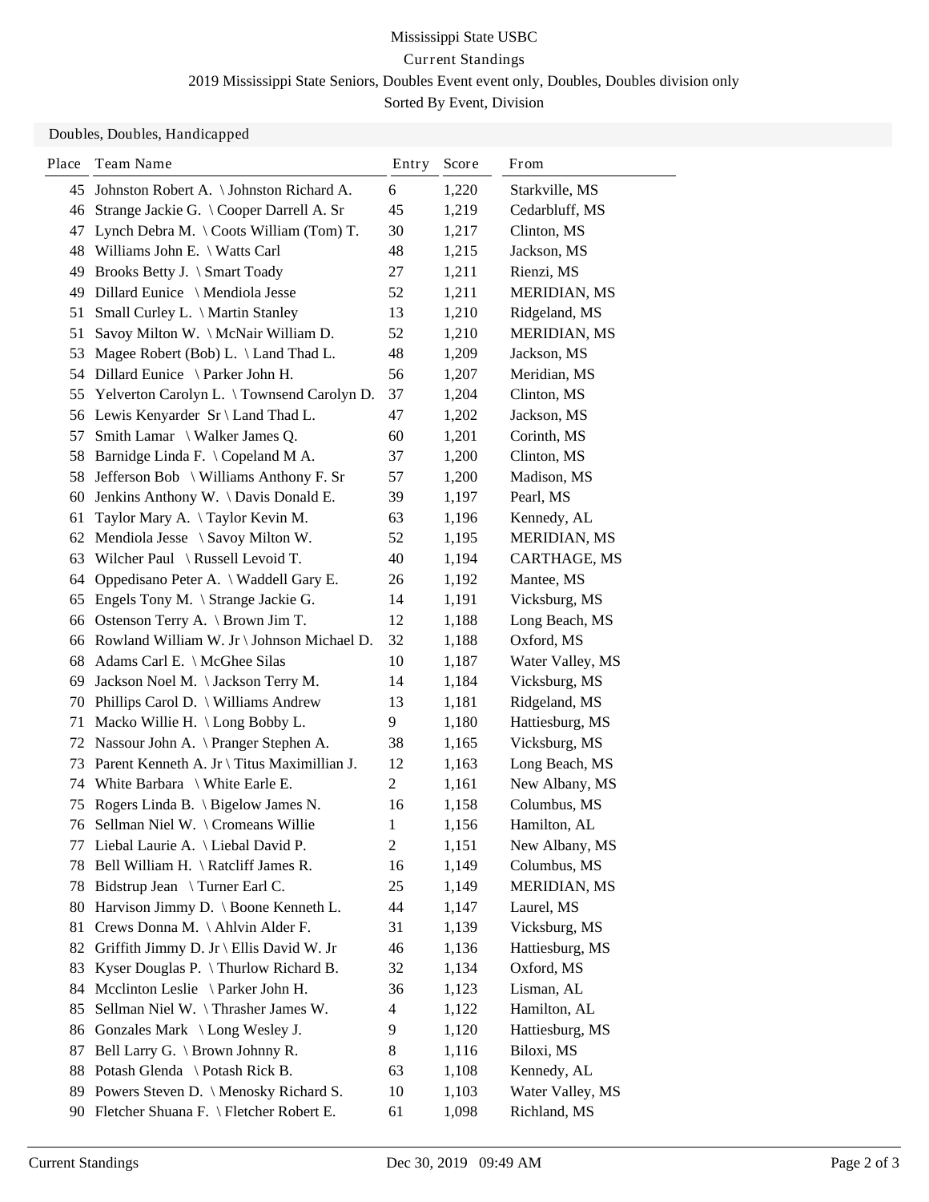Mississippi State USBC

Current Standings

2019 Mississippi State Seniors, Doubles Event event only, Doubles, Doubles division only

Sorted By Event, Division

## Doubles, Doubles, Handicapped

| Place | Team Name | Entry | Score | From |
|---|---|---|---|---|
| 45 | Johnston Robert A. \ Johnston Richard A. | 6 | 1,220 | Starkville, MS |
| 46 | Strange Jackie G. \ Cooper Darrell A. Sr | 45 | 1,219 | Cedarbluff, MS |
| 47 | Lynch Debra M. \ Coots William (Tom) T. | 30 | 1,217 | Clinton, MS |
| 48 | Williams John E. \ Watts Carl | 48 | 1,215 | Jackson, MS |
| 49 | Brooks Betty J. \ Smart Toady | 27 | 1,211 | Rienzi, MS |
| 49 | Dillard Eunice \ Mendiola Jesse | 52 | 1,211 | MERIDIAN, MS |
| 51 | Small Curley L. \ Martin Stanley | 13 | 1,210 | Ridgeland, MS |
| 51 | Savoy Milton W. \ McNair William D. | 52 | 1,210 | MERIDIAN, MS |
| 53 | Magee Robert (Bob) L. \ Land Thad L. | 48 | 1,209 | Jackson, MS |
| 54 | Dillard Eunice \ Parker John H. | 56 | 1,207 | Meridian, MS |
| 55 | Yelverton Carolyn L. \ Townsend Carolyn D. | 37 | 1,204 | Clinton, MS |
| 56 | Lewis Kenyarder Sr \ Land Thad L. | 47 | 1,202 | Jackson, MS |
| 57 | Smith Lamar \ Walker James Q. | 60 | 1,201 | Corinth, MS |
| 58 | Barnidge Linda F. \ Copeland M A. | 37 | 1,200 | Clinton, MS |
| 58 | Jefferson Bob \ Williams Anthony F. Sr | 57 | 1,200 | Madison, MS |
| 60 | Jenkins Anthony W. \ Davis Donald E. | 39 | 1,197 | Pearl, MS |
| 61 | Taylor Mary A. \ Taylor Kevin M. | 63 | 1,196 | Kennedy, AL |
| 62 | Mendiola Jesse \ Savoy Milton W. | 52 | 1,195 | MERIDIAN, MS |
| 63 | Wilcher Paul \ Russell Levoid T. | 40 | 1,194 | CARTHAGE, MS |
| 64 | Oppedisano Peter A. \ Waddell Gary E. | 26 | 1,192 | Mantee, MS |
| 65 | Engels Tony M. \ Strange Jackie G. | 14 | 1,191 | Vicksburg, MS |
| 66 | Ostenson Terry A. \ Brown Jim T. | 12 | 1,188 | Long Beach, MS |
| 66 | Rowland William W. Jr \ Johnson Michael D. | 32 | 1,188 | Oxford, MS |
| 68 | Adams Carl E. \ McGhee Silas | 10 | 1,187 | Water Valley, MS |
| 69 | Jackson Noel M. \ Jackson Terry M. | 14 | 1,184 | Vicksburg, MS |
| 70 | Phillips Carol D. \ Williams Andrew | 13 | 1,181 | Ridgeland, MS |
| 71 | Macko Willie H. \ Long Bobby L. | 9 | 1,180 | Hattiesburg, MS |
| 72 | Nassour John A. \ Pranger Stephen A. | 38 | 1,165 | Vicksburg, MS |
| 73 | Parent Kenneth A. Jr \ Titus Maximillian J. | 12 | 1,163 | Long Beach, MS |
| 74 | White Barbara \ White Earle E. | 2 | 1,161 | New Albany, MS |
| 75 | Rogers Linda B. \ Bigelow James N. | 16 | 1,158 | Columbus, MS |
| 76 | Sellman Niel W. \ Cromeans Willie | 1 | 1,156 | Hamilton, AL |
| 77 | Liebal Laurie A. \ Liebal David P. | 2 | 1,151 | New Albany, MS |
| 78 | Bell William H. \ Ratcliff James R. | 16 | 1,149 | Columbus, MS |
| 78 | Bidstrup Jean \ Turner Earl C. | 25 | 1,149 | MERIDIAN, MS |
| 80 | Harvison Jimmy D. \ Boone Kenneth L. | 44 | 1,147 | Laurel, MS |
| 81 | Crews Donna M. \ Ahlvin Alder F. | 31 | 1,139 | Vicksburg, MS |
| 82 | Griffith Jimmy D. Jr \ Ellis David W. Jr | 46 | 1,136 | Hattiesburg, MS |
| 83 | Kyser Douglas P. \ Thurlow Richard B. | 32 | 1,134 | Oxford, MS |
| 84 | Mcclinton Leslie \ Parker John H. | 36 | 1,123 | Lisman, AL |
| 85 | Sellman Niel W. \ Thrasher James W. | 4 | 1,122 | Hamilton, AL |
| 86 | Gonzales Mark \ Long Wesley J. | 9 | 1,120 | Hattiesburg, MS |
| 87 | Bell Larry G. \ Brown Johnny R. | 8 | 1,116 | Biloxi, MS |
| 88 | Potash Glenda \ Potash Rick B. | 63 | 1,108 | Kennedy, AL |
| 89 | Powers Steven D. \ Menosky Richard S. | 10 | 1,103 | Water Valley, MS |
| 90 | Fletcher Shuana F. \ Fletcher Robert E. | 61 | 1,098 | Richland, MS |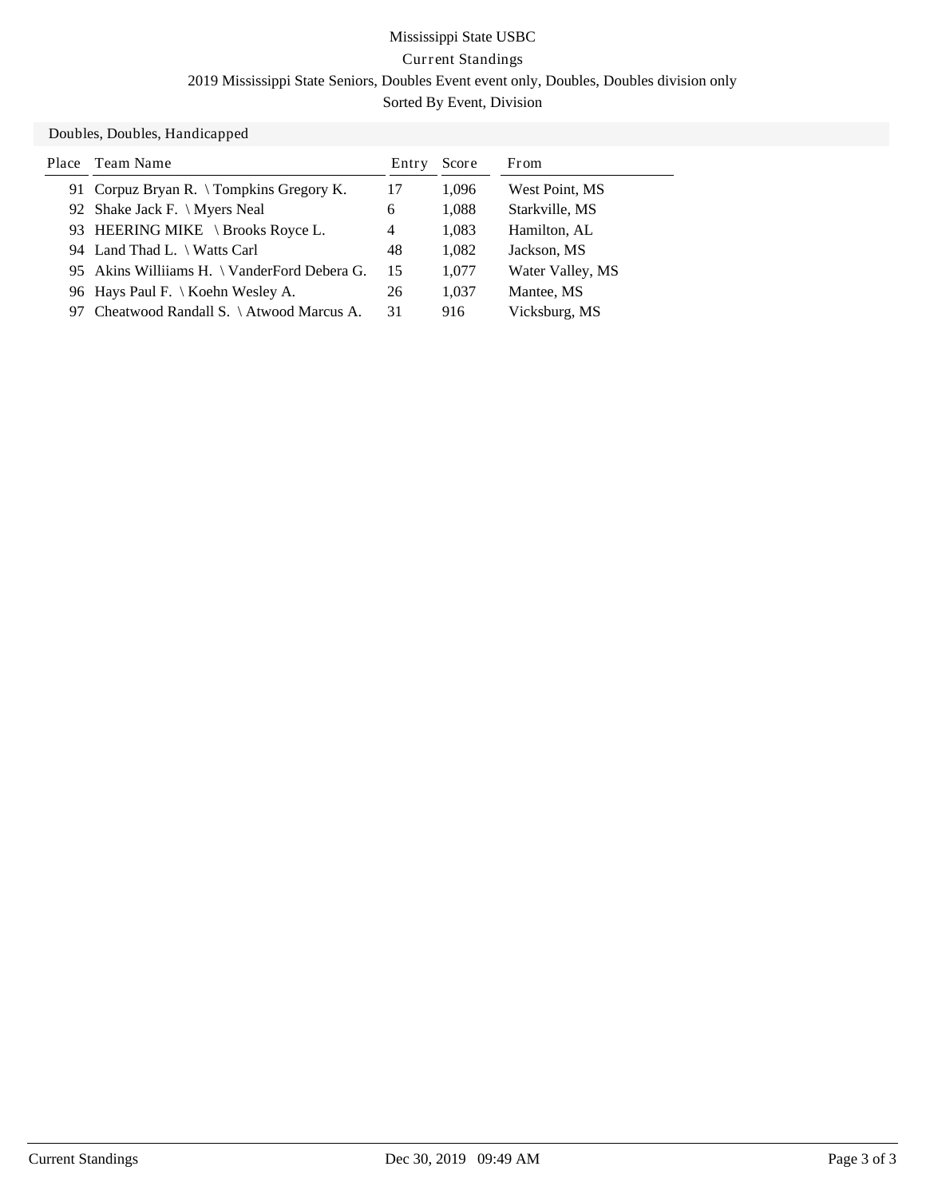# Mississippi State USBC

## Current Standings

### 2019 Mississippi State Seniors, Doubles Event event only, Doubles, Doubles division only

Sorted By Event, Division

**Doubles, Doubles, Handicapped**

| Place | Team Name | Entry | Score | From |
|---|---|---|---|---|
| 91 | Corpuz Bryan R. \ Tompkins Gregory K. | 17 | 1,096 | West Point, MS |
| 92 | Shake Jack F. \ Myers Neal | 6 | 1,088 | Starkville, MS |
| 93 | HEERING MIKE \ Brooks Royce L. | 4 | 1,083 | Hamilton, AL |
| 94 | Land Thad L. \ Watts Carl | 48 | 1,082 | Jackson, MS |
| 95 | Akins Williiams H. \ VanderFord Debera G. | 15 | 1,077 | Water Valley, MS |
| 96 | Hays Paul F. \ Koehn Wesley A. | 26 | 1,037 | Mantee, MS |
| 97 | Cheatwood Randall S. \ Atwood Marcus A. | 31 | 916 | Vicksburg, MS |

Current Standings — Dec 30, 2019 09:49 AM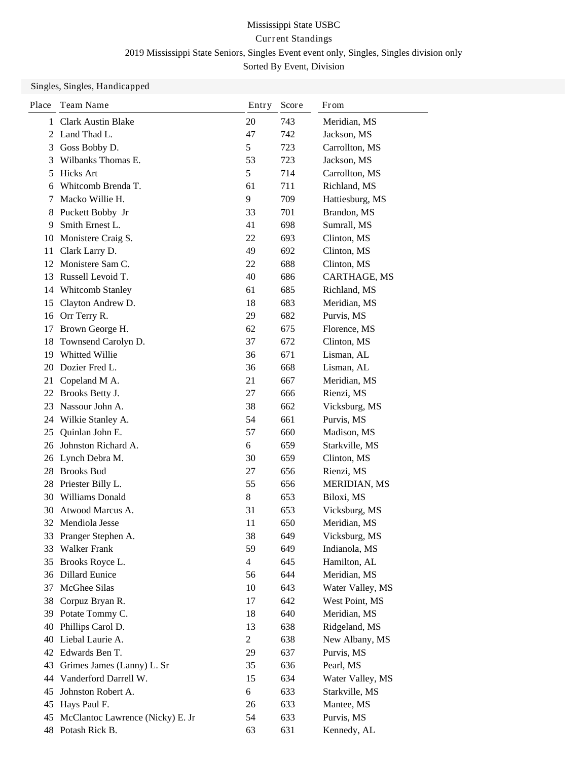Mississippi State USBC

Current Standings

2019 Mississippi State Seniors, Singles Event event only, Singles, Singles division only

Sorted By Event, Division

## Singles, Singles, Handicapped

| Place | Team Name | Entry | Score | From |
|---|---|---|---|---|
| 1 | Clark Austin Blake | 20 | 743 | Meridian, MS |
| 2 | Land Thad L. | 47 | 742 | Jackson, MS |
| 3 | Goss Bobby D. | 5 | 723 | Carrollton, MS |
| 3 | Wilbanks Thomas E. | 53 | 723 | Jackson, MS |
| 5 | Hicks Art | 5 | 714 | Carrollton, MS |
| 6 | Whitcomb Brenda T. | 61 | 711 | Richland, MS |
| 7 | Macko Willie H. | 9 | 709 | Hattiesburg, MS |
| 8 | Puckett Bobby Jr | 33 | 701 | Brandon, MS |
| 9 | Smith Ernest L. | 41 | 698 | Sumrall, MS |
| 10 | Monistere Craig S. | 22 | 693 | Clinton, MS |
| 11 | Clark Larry D. | 49 | 692 | Clinton, MS |
| 12 | Monistere Sam C. | 22 | 688 | Clinton, MS |
| 13 | Russell Levoid T. | 40 | 686 | CARTHAGE, MS |
| 14 | Whitcomb Stanley | 61 | 685 | Richland, MS |
| 15 | Clayton Andrew D. | 18 | 683 | Meridian, MS |
| 16 | Orr Terry R. | 29 | 682 | Purvis, MS |
| 17 | Brown George H. | 62 | 675 | Florence, MS |
| 18 | Townsend Carolyn D. | 37 | 672 | Clinton, MS |
| 19 | Whitted Willie | 36 | 671 | Lisman, AL |
| 20 | Dozier Fred L. | 36 | 668 | Lisman, AL |
| 21 | Copeland M A. | 21 | 667 | Meridian, MS |
| 22 | Brooks Betty J. | 27 | 666 | Rienzi, MS |
| 23 | Nassour John A. | 38 | 662 | Vicksburg, MS |
| 24 | Wilkie Stanley A. | 54 | 661 | Purvis, MS |
| 25 | Quinlan John E. | 57 | 660 | Madison, MS |
| 26 | Johnston Richard A. | 6 | 659 | Starkville, MS |
| 26 | Lynch Debra M. | 30 | 659 | Clinton, MS |
| 28 | Brooks Bud | 27 | 656 | Rienzi, MS |
| 28 | Priester Billy L. | 55 | 656 | MERIDIAN, MS |
| 30 | Williams Donald | 8 | 653 | Biloxi, MS |
| 30 | Atwood Marcus A. | 31 | 653 | Vicksburg, MS |
| 32 | Mendiola Jesse | 11 | 650 | Meridian, MS |
| 33 | Pranger Stephen A. | 38 | 649 | Vicksburg, MS |
| 33 | Walker Frank | 59 | 649 | Indianola, MS |
| 35 | Brooks Royce L. | 4 | 645 | Hamilton, AL |
| 36 | Dillard Eunice | 56 | 644 | Meridian, MS |
| 37 | McGhee Silas | 10 | 643 | Water Valley, MS |
| 38 | Corpuz Bryan R. | 17 | 642 | West Point, MS |
| 39 | Potate Tommy C. | 18 | 640 | Meridian, MS |
| 40 | Phillips Carol D. | 13 | 638 | Ridgeland, MS |
| 40 | Liebal Laurie A. | 2 | 638 | New Albany, MS |
| 42 | Edwards Ben T. | 29 | 637 | Purvis, MS |
| 43 | Grimes James (Lanny) L. Sr | 35 | 636 | Pearl, MS |
| 44 | Vanderford Darrell W. | 15 | 634 | Water Valley, MS |
| 45 | Johnston Robert A. | 6 | 633 | Starkville, MS |
| 45 | Hays Paul F. | 26 | 633 | Mantee, MS |
| 45 | McClantoc Lawrence (Nicky) E. Jr | 54 | 633 | Purvis, MS |
| 48 | Potash Rick B. | 63 | 631 | Kennedy, AL |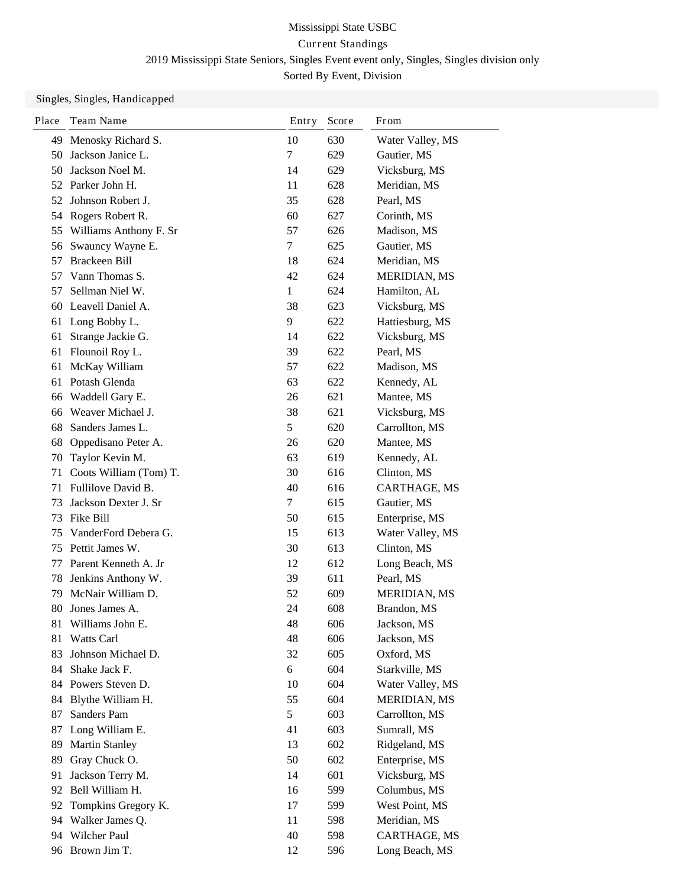Mississippi State USBC

Current Standings

2019 Mississippi State Seniors, Singles Event event only, Singles, Singles division only

Sorted By Event, Division

Singles, Singles, Handicapped

| Place | Team Name | Entry | Score | From |
|---|---|---|---|---|
| 49 | Menosky Richard S. | 10 | 630 | Water Valley, MS |
| 50 | Jackson Janice L. | 7 | 629 | Gautier, MS |
| 50 | Jackson Noel M. | 14 | 629 | Vicksburg, MS |
| 52 | Parker John H. | 11 | 628 | Meridian, MS |
| 52 | Johnson Robert J. | 35 | 628 | Pearl, MS |
| 54 | Rogers Robert R. | 60 | 627 | Corinth, MS |
| 55 | Williams Anthony F. Sr | 57 | 626 | Madison, MS |
| 56 | Swauncy Wayne E. | 7 | 625 | Gautier, MS |
| 57 | Brackeen Bill | 18 | 624 | Meridian, MS |
| 57 | Vann Thomas S. | 42 | 624 | MERIDIAN, MS |
| 57 | Sellman Niel W. | 1 | 624 | Hamilton, AL |
| 60 | Leavell Daniel A. | 38 | 623 | Vicksburg, MS |
| 61 | Long Bobby L. | 9 | 622 | Hattiesburg, MS |
| 61 | Strange Jackie G. | 14 | 622 | Vicksburg, MS |
| 61 | Flounoil Roy L. | 39 | 622 | Pearl, MS |
| 61 | McKay William | 57 | 622 | Madison, MS |
| 61 | Potash Glenda | 63 | 622 | Kennedy, AL |
| 66 | Waddell Gary E. | 26 | 621 | Mantee, MS |
| 66 | Weaver Michael J. | 38 | 621 | Vicksburg, MS |
| 68 | Sanders James L. | 5 | 620 | Carrollton, MS |
| 68 | Oppedisano Peter A. | 26 | 620 | Mantee, MS |
| 70 | Taylor Kevin M. | 63 | 619 | Kennedy, AL |
| 71 | Coots William (Tom) T. | 30 | 616 | Clinton, MS |
| 71 | Fullilove David B. | 40 | 616 | CARTHAGE, MS |
| 73 | Jackson Dexter J. Sr | 7 | 615 | Gautier, MS |
| 73 | Fike Bill | 50 | 615 | Enterprise, MS |
| 75 | VanderFord Debera G. | 15 | 613 | Water Valley, MS |
| 75 | Pettit James W. | 30 | 613 | Clinton, MS |
| 77 | Parent Kenneth A. Jr | 12 | 612 | Long Beach, MS |
| 78 | Jenkins Anthony W. | 39 | 611 | Pearl, MS |
| 79 | McNair William D. | 52 | 609 | MERIDIAN, MS |
| 80 | Jones James A. | 24 | 608 | Brandon, MS |
| 81 | Williams John E. | 48 | 606 | Jackson, MS |
| 81 | Watts Carl | 48 | 606 | Jackson, MS |
| 83 | Johnson Michael D. | 32 | 605 | Oxford, MS |
| 84 | Shake Jack F. | 6 | 604 | Starkville, MS |
| 84 | Powers Steven D. | 10 | 604 | Water Valley, MS |
| 84 | Blythe William H. | 55 | 604 | MERIDIAN, MS |
| 87 | Sanders Pam | 5 | 603 | Carrollton, MS |
| 87 | Long William E. | 41 | 603 | Sumrall, MS |
| 89 | Martin Stanley | 13 | 602 | Ridgeland, MS |
| 89 | Gray Chuck O. | 50 | 602 | Enterprise, MS |
| 91 | Jackson Terry M. | 14 | 601 | Vicksburg, MS |
| 92 | Bell William H. | 16 | 599 | Columbus, MS |
| 92 | Tompkins Gregory K. | 17 | 599 | West Point, MS |
| 94 | Walker James Q. | 11 | 598 | Meridian, MS |
| 94 | Wilcher Paul | 40 | 598 | CARTHAGE, MS |
| 96 | Brown Jim T. | 12 | 596 | Long Beach, MS |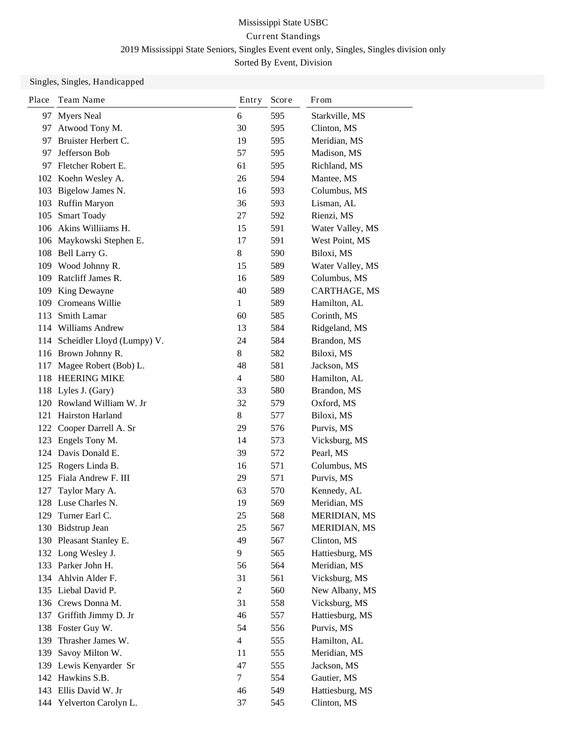Mississippi State USBC

Current Standings

2019 Mississippi State Seniors, Singles Event event only, Singles, Singles division only

Sorted By Event, Division

Singles, Singles, Handicapped

| Place | Team Name | Entry | Score | From |
|---|---|---|---|---|
| 97 | Myers Neal | 6 | 595 | Starkville, MS |
| 97 | Atwood Tony M. | 30 | 595 | Clinton, MS |
| 97 | Bruister Herbert C. | 19 | 595 | Meridian, MS |
| 97 | Jefferson Bob | 57 | 595 | Madison, MS |
| 97 | Fletcher Robert E. | 61 | 595 | Richland, MS |
| 102 | Koehn Wesley A. | 26 | 594 | Mantee, MS |
| 103 | Bigelow James N. | 16 | 593 | Columbus, MS |
| 103 | Ruffin Maryon | 36 | 593 | Lisman, AL |
| 105 | Smart Toady | 27 | 592 | Rienzi, MS |
| 106 | Akins Williiams H. | 15 | 591 | Water Valley, MS |
| 106 | Maykowski Stephen E. | 17 | 591 | West Point, MS |
| 108 | Bell Larry G. | 8 | 590 | Biloxi, MS |
| 109 | Wood Johnny R. | 15 | 589 | Water Valley, MS |
| 109 | Ratcliff James R. | 16 | 589 | Columbus, MS |
| 109 | King Dewayne | 40 | 589 | CARTHAGE, MS |
| 109 | Cromeans Willie | 1 | 589 | Hamilton, AL |
| 113 | Smith Lamar | 60 | 585 | Corinth, MS |
| 114 | Williams Andrew | 13 | 584 | Ridgeland, MS |
| 114 | Scheidler Lloyd (Lumpy) V. | 24 | 584 | Brandon, MS |
| 116 | Brown Johnny R. | 8 | 582 | Biloxi, MS |
| 117 | Magee Robert (Bob) L. | 48 | 581 | Jackson, MS |
| 118 | HEERING MIKE | 4 | 580 | Hamilton, AL |
| 118 | Lyles J. (Gary) | 33 | 580 | Brandon, MS |
| 120 | Rowland William W. Jr | 32 | 579 | Oxford, MS |
| 121 | Hairston Harland | 8 | 577 | Biloxi, MS |
| 122 | Cooper Darrell A. Sr | 29 | 576 | Purvis, MS |
| 123 | Engels Tony M. | 14 | 573 | Vicksburg, MS |
| 124 | Davis Donald E. | 39 | 572 | Pearl, MS |
| 125 | Rogers Linda B. | 16 | 571 | Columbus, MS |
| 125 | Fiala Andrew F. III | 29 | 571 | Purvis, MS |
| 127 | Taylor Mary A. | 63 | 570 | Kennedy, AL |
| 128 | Luse Charles N. | 19 | 569 | Meridian, MS |
| 129 | Turner Earl C. | 25 | 568 | MERIDIAN, MS |
| 130 | Bidstrup Jean | 25 | 567 | MERIDIAN, MS |
| 130 | Pleasant Stanley E. | 49 | 567 | Clinton, MS |
| 132 | Long Wesley J. | 9 | 565 | Hattiesburg, MS |
| 133 | Parker John H. | 56 | 564 | Meridian, MS |
| 134 | Ahlvin Alder F. | 31 | 561 | Vicksburg, MS |
| 135 | Liebal David P. | 2 | 560 | New Albany, MS |
| 136 | Crews Donna M. | 31 | 558 | Vicksburg, MS |
| 137 | Griffith Jimmy D. Jr | 46 | 557 | Hattiesburg, MS |
| 138 | Foster Guy W. | 54 | 556 | Purvis, MS |
| 139 | Thrasher James W. | 4 | 555 | Hamilton, AL |
| 139 | Savoy Milton W. | 11 | 555 | Meridian, MS |
| 139 | Lewis Kenyarder Sr | 47 | 555 | Jackson, MS |
| 142 | Hawkins S.B. | 7 | 554 | Gautier, MS |
| 143 | Ellis David W. Jr | 46 | 549 | Hattiesburg, MS |
| 144 | Yelverton Carolyn L. | 37 | 545 | Clinton, MS |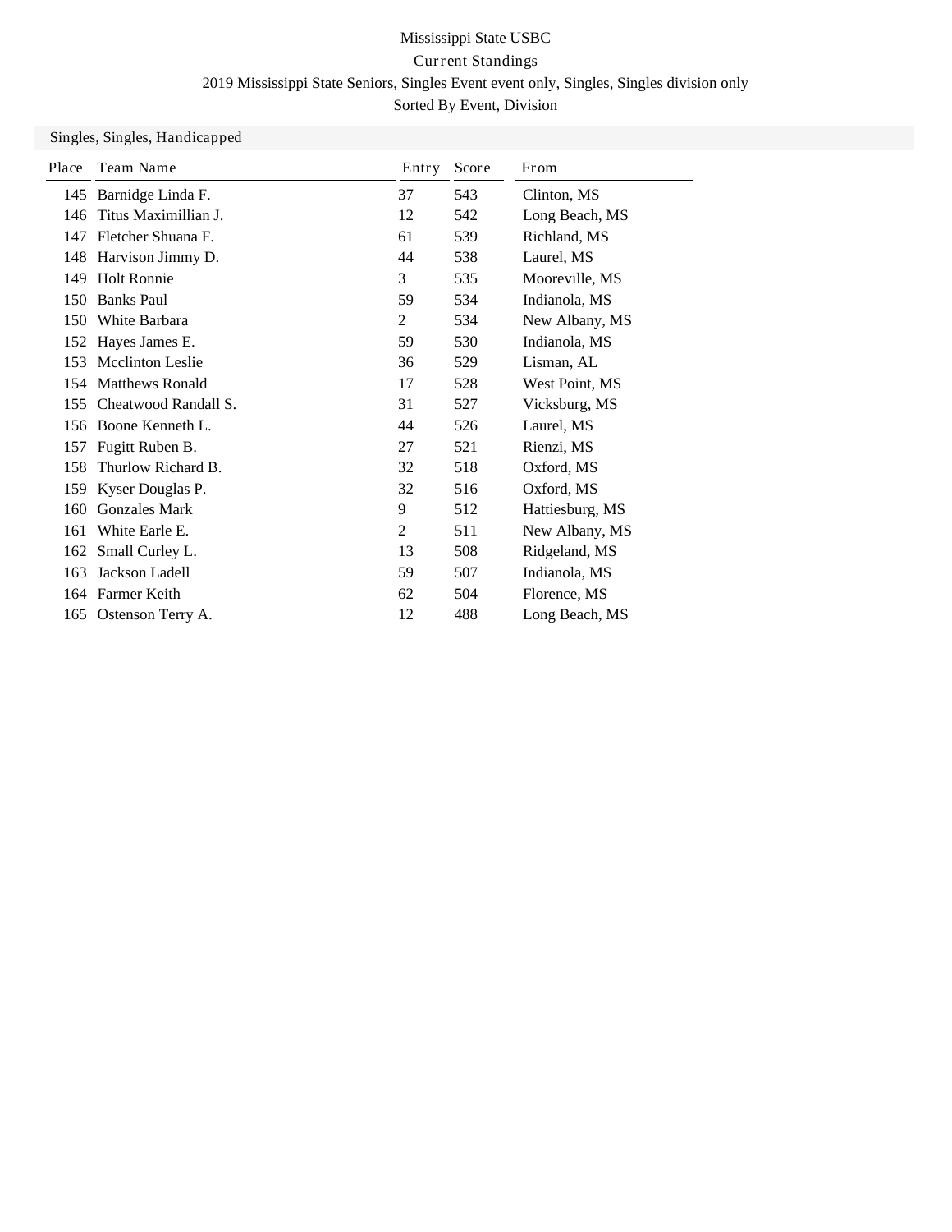Mississippi State USBC

Current Standings

2019 Mississippi State Seniors, Singles Event event only, Singles, Singles division only

Sorted By Event, Division

## Singles, Singles, Handicapped

| Place | Team Name | Entry | Score | From |
|---|---|---|---|---|
| 145 | Barnidge Linda F. | 37 | 543 | Clinton, MS |
| 146 | Titus Maximillian J. | 12 | 542 | Long Beach, MS |
| 147 | Fletcher Shuana F. | 61 | 539 | Richland, MS |
| 148 | Harvison Jimmy D. | 44 | 538 | Laurel, MS |
| 149 | Holt Ronnie | 3 | 535 | Mooreville, MS |
| 150 | Banks Paul | 59 | 534 | Indianola, MS |
| 150 | White Barbara | 2 | 534 | New Albany, MS |
| 152 | Hayes James E. | 59 | 530 | Indianola, MS |
| 153 | Mcclinton Leslie | 36 | 529 | Lisman, AL |
| 154 | Matthews Ronald | 17 | 528 | West Point, MS |
| 155 | Cheatwood Randall S. | 31 | 527 | Vicksburg, MS |
| 156 | Boone Kenneth L. | 44 | 526 | Laurel, MS |
| 157 | Fugitt Ruben B. | 27 | 521 | Rienzi, MS |
| 158 | Thurlow Richard B. | 32 | 518 | Oxford, MS |
| 159 | Kyser Douglas P. | 32 | 516 | Oxford, MS |
| 160 | Gonzales Mark | 9 | 512 | Hattiesburg, MS |
| 161 | White Earle E. | 2 | 511 | New Albany, MS |
| 162 | Small Curley L. | 13 | 508 | Ridgeland, MS |
| 163 | Jackson Ladell | 59 | 507 | Indianola, MS |
| 164 | Farmer Keith | 62 | 504 | Florence, MS |
| 165 | Ostenson Terry A. | 12 | 488 | Long Beach, MS |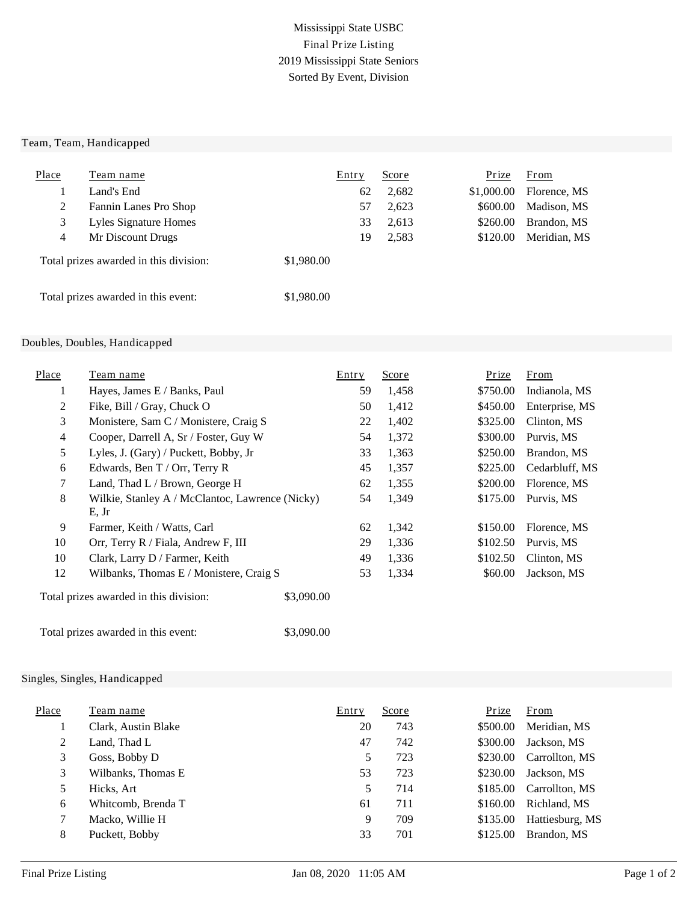Mississippi State USBC
Final Prize Listing
2019 Mississippi State Seniors
Sorted By Event, Division

## Team, Team, Handicapped

| Place | Team name | Entry | Score | Prize | From |
|---|---|---|---|---|---|
| 1 | Land's End | 62 | 2,682 | $1,000.00 | Florence, MS |
| 2 | Fannin Lanes Pro Shop | 57 | 2,623 | $600.00 | Madison, MS |
| 3 | Lyles Signature Homes | 33 | 2,613 | $260.00 | Brandon, MS |
| 4 | Mr Discount Drugs | 19 | 2,583 | $120.00 | Meridian, MS |

Total prizes awarded in this division: $1,980.00

Total prizes awarded in this event: $1,980.00

## Doubles, Doubles, Handicapped

| Place | Team name | Entry | Score | Prize | From |
|---|---|---|---|---|---|
| 1 | Hayes, James E / Banks, Paul | 59 | 1,458 | $750.00 | Indianola, MS |
| 2 | Fike, Bill / Gray, Chuck O | 50 | 1,412 | $450.00 | Enterprise, MS |
| 3 | Monistere, Sam C / Monistere, Craig S | 22 | 1,402 | $325.00 | Clinton, MS |
| 4 | Cooper, Darrell A, Sr / Foster, Guy W | 54 | 1,372 | $300.00 | Purvis, MS |
| 5 | Lyles, J. (Gary) / Puckett, Bobby, Jr | 33 | 1,363 | $250.00 | Brandon, MS |
| 6 | Edwards, Ben T / Orr, Terry R | 45 | 1,357 | $225.00 | Cedarbluff, MS |
| 7 | Land, Thad L / Brown, George H | 62 | 1,355 | $200.00 | Florence, MS |
| 8 | Wilkie, Stanley A / McClantoc, Lawrence (Nicky) E, Jr | 54 | 1,349 | $175.00 | Purvis, MS |
| 9 | Farmer, Keith / Watts, Carl | 62 | 1,342 | $150.00 | Florence, MS |
| 10 | Orr, Terry R / Fiala, Andrew F, III | 29 | 1,336 | $102.50 | Purvis, MS |
| 10 | Clark, Larry D / Farmer, Keith | 49 | 1,336 | $102.50 | Clinton, MS |
| 12 | Wilbanks, Thomas E / Monistere, Craig S | 53 | 1,334 | $60.00 | Jackson, MS |

Total prizes awarded in this division: $3,090.00

Total prizes awarded in this event: $3,090.00

## Singles, Singles, Handicapped

| Place | Team name | Entry | Score | Prize | From |
|---|---|---|---|---|---|
| 1 | Clark, Austin Blake | 20 | 743 | $500.00 | Meridian, MS |
| 2 | Land, Thad L | 47 | 742 | $300.00 | Jackson, MS |
| 3 | Goss, Bobby D | 5 | 723 | $230.00 | Carrollton, MS |
| 3 | Wilbanks, Thomas E | 53 | 723 | $230.00 | Jackson, MS |
| 5 | Hicks, Art | 5 | 714 | $185.00 | Carrollton, MS |
| 6 | Whitcomb, Brenda T | 61 | 711 | $160.00 | Richland, MS |
| 7 | Macko, Willie H | 9 | 709 | $135.00 | Hattiesburg, MS |
| 8 | Puckett, Bobby | 33 | 701 | $125.00 | Brandon, MS |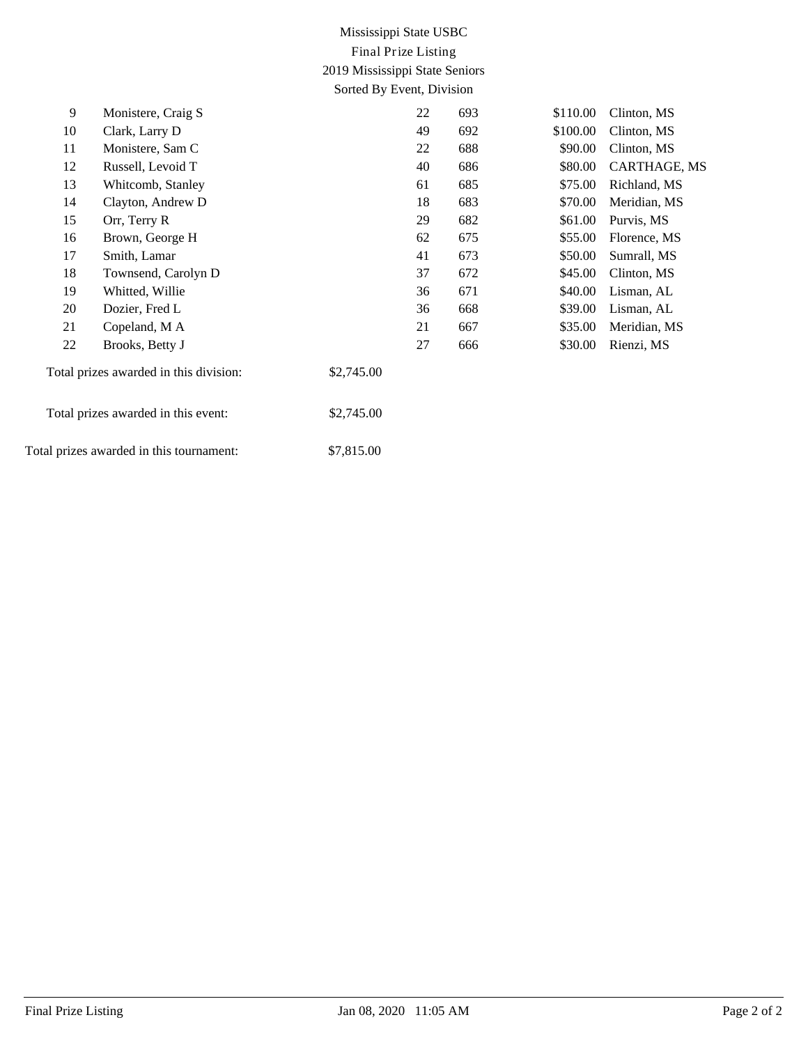Mississippi State USBC
Final Prize Listing
2019 Mississippi State Seniors
Sorted By Event, Division

| | | | | | |
|---|---|---|---|---|---|
| 9 | Monistere, Craig S | 22 | 693 | $110.00 | Clinton, MS |
| 10 | Clark, Larry D | 49 | 692 | $100.00 | Clinton, MS |
| 11 | Monistere, Sam C | 22 | 688 | $90.00 | Clinton, MS |
| 12 | Russell, Levoid T | 40 | 686 | $80.00 | CARTHAGE, MS |
| 13 | Whitcomb, Stanley | 61 | 685 | $75.00 | Richland, MS |
| 14 | Clayton, Andrew D | 18 | 683 | $70.00 | Meridian, MS |
| 15 | Orr, Terry R | 29 | 682 | $61.00 | Purvis, MS |
| 16 | Brown, George H | 62 | 675 | $55.00 | Florence, MS |
| 17 | Smith, Lamar | 41 | 673 | $50.00 | Sumrall, MS |
| 18 | Townsend, Carolyn D | 37 | 672 | $45.00 | Clinton, MS |
| 19 | Whitted, Willie | 36 | 671 | $40.00 | Lisman, AL |
| 20 | Dozier, Fred L | 36 | 668 | $39.00 | Lisman, AL |
| 21 | Copeland, M A | 21 | 667 | $35.00 | Meridian, MS |
| 22 | Brooks, Betty J | 27 | 666 | $30.00 | Rienzi, MS |

Total prizes awarded in this division: $2,745.00

Total prizes awarded in this event: $2,745.00

Total prizes awarded in this tournament: $7,815.00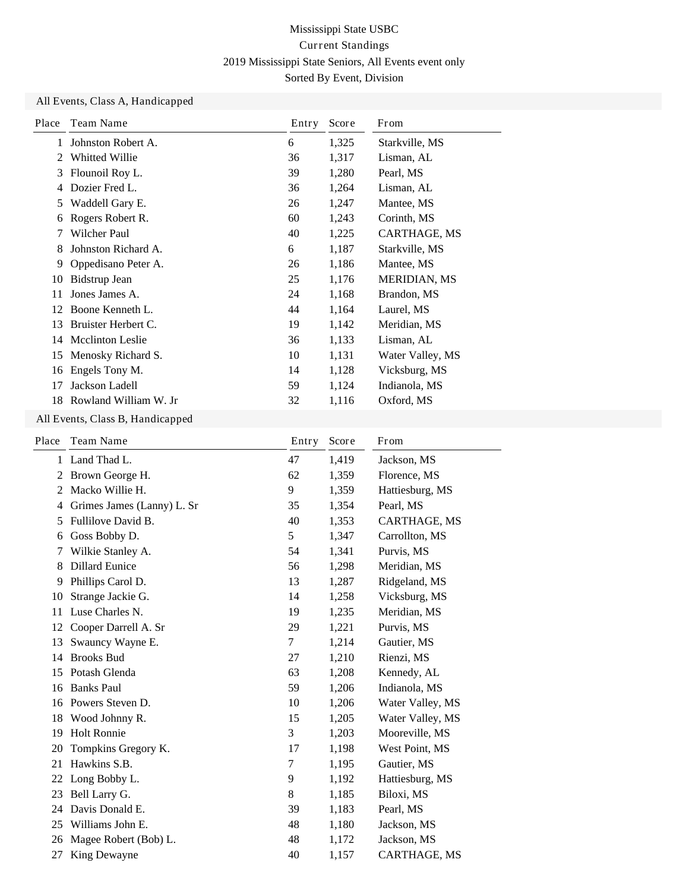Mississippi State USBC

Current Standings

2019 Mississippi State Seniors, All Events event only

Sorted By Event, Division

## All Events, Class A, Handicapped

| Place | Team Name | Entry | Score | From |
|---|---|---|---|---|
| 1 | Johnston Robert A. | 6 | 1,325 | Starkville, MS |
| 2 | Whitted Willie | 36 | 1,317 | Lisman, AL |
| 3 | Flounoil Roy L. | 39 | 1,280 | Pearl, MS |
| 4 | Dozier Fred L. | 36 | 1,264 | Lisman, AL |
| 5 | Waddell Gary E. | 26 | 1,247 | Mantee, MS |
| 6 | Rogers Robert R. | 60 | 1,243 | Corinth, MS |
| 7 | Wilcher Paul | 40 | 1,225 | CARTHAGE, MS |
| 8 | Johnston Richard A. | 6 | 1,187 | Starkville, MS |
| 9 | Oppedisano Peter A. | 26 | 1,186 | Mantee, MS |
| 10 | Bidstrup Jean | 25 | 1,176 | MERIDIAN, MS |
| 11 | Jones James A. | 24 | 1,168 | Brandon, MS |
| 12 | Boone Kenneth L. | 44 | 1,164 | Laurel, MS |
| 13 | Bruister Herbert C. | 19 | 1,142 | Meridian, MS |
| 14 | Mcclinton Leslie | 36 | 1,133 | Lisman, AL |
| 15 | Menosky Richard S. | 10 | 1,131 | Water Valley, MS |
| 16 | Engels Tony M. | 14 | 1,128 | Vicksburg, MS |
| 17 | Jackson Ladell | 59 | 1,124 | Indianola, MS |
| 18 | Rowland William W. Jr | 32 | 1,116 | Oxford, MS |

## All Events, Class B, Handicapped

| Place | Team Name | Entry | Score | From |
|---|---|---|---|---|
| 1 | Land Thad L. | 47 | 1,419 | Jackson, MS |
| 2 | Brown George H. | 62 | 1,359 | Florence, MS |
| 2 | Macko Willie H. | 9 | 1,359 | Hattiesburg, MS |
| 4 | Grimes James (Lanny) L. Sr | 35 | 1,354 | Pearl, MS |
| 5 | Fullilove David B. | 40 | 1,353 | CARTHAGE, MS |
| 6 | Goss Bobby D. | 5 | 1,347 | Carrollton, MS |
| 7 | Wilkie Stanley A. | 54 | 1,341 | Purvis, MS |
| 8 | Dillard Eunice | 56 | 1,298 | Meridian, MS |
| 9 | Phillips Carol D. | 13 | 1,287 | Ridgeland, MS |
| 10 | Strange Jackie G. | 14 | 1,258 | Vicksburg, MS |
| 11 | Luse Charles N. | 19 | 1,235 | Meridian, MS |
| 12 | Cooper Darrell A. Sr | 29 | 1,221 | Purvis, MS |
| 13 | Swauncy Wayne E. | 7 | 1,214 | Gautier, MS |
| 14 | Brooks Bud | 27 | 1,210 | Rienzi, MS |
| 15 | Potash Glenda | 63 | 1,208 | Kennedy, AL |
| 16 | Banks Paul | 59 | 1,206 | Indianola, MS |
| 16 | Powers Steven D. | 10 | 1,206 | Water Valley, MS |
| 18 | Wood Johnny R. | 15 | 1,205 | Water Valley, MS |
| 19 | Holt Ronnie | 3 | 1,203 | Mooreville, MS |
| 20 | Tompkins Gregory K. | 17 | 1,198 | West Point, MS |
| 21 | Hawkins S.B. | 7 | 1,195 | Gautier, MS |
| 22 | Long Bobby L. | 9 | 1,192 | Hattiesburg, MS |
| 23 | Bell Larry G. | 8 | 1,185 | Biloxi, MS |
| 24 | Davis Donald E. | 39 | 1,183 | Pearl, MS |
| 25 | Williams John E. | 48 | 1,180 | Jackson, MS |
| 26 | Magee Robert (Bob) L. | 48 | 1,172 | Jackson, MS |
| 27 | King Dewayne | 40 | 1,157 | CARTHAGE, MS |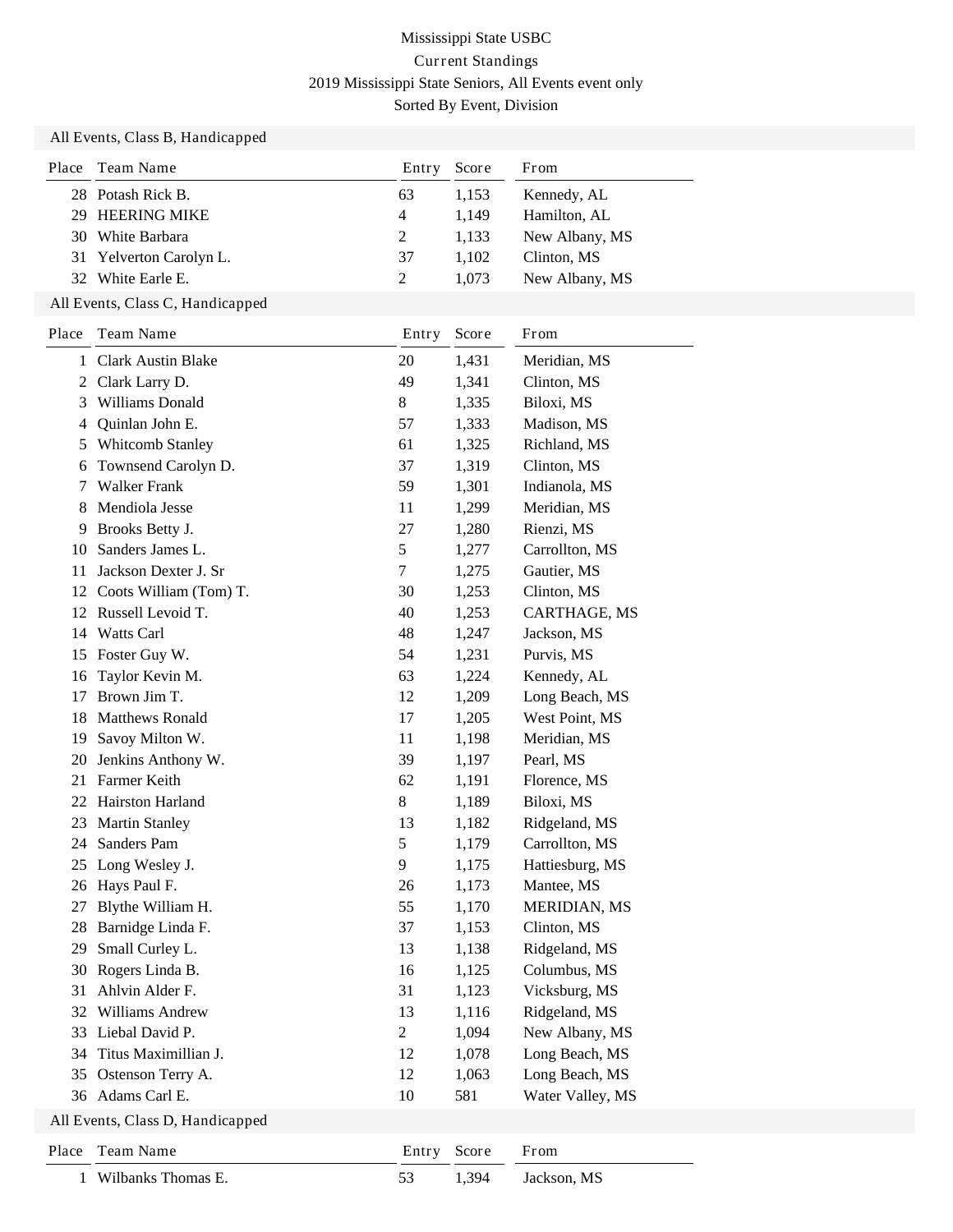Mississippi State USBC

Current Standings

2019 Mississippi State Seniors, All Events event only

Sorted By Event, Division

## All Events, Class B, Handicapped

| Place | Team Name | Entry | Score | From |
|---|---|---|---|---|
| 28 | Potash Rick B. | 63 | 1,153 | Kennedy, AL |
| 29 | HEERING MIKE | 4 | 1,149 | Hamilton, AL |
| 30 | White Barbara | 2 | 1,133 | New Albany, MS |
| 31 | Yelverton Carolyn L. | 37 | 1,102 | Clinton, MS |
| 32 | White Earle E. | 2 | 1,073 | New Albany, MS |

## All Events, Class C, Handicapped

| Place | Team Name | Entry | Score | From |
|---|---|---|---|---|
| 1 | Clark Austin Blake | 20 | 1,431 | Meridian, MS |
| 2 | Clark Larry D. | 49 | 1,341 | Clinton, MS |
| 3 | Williams Donald | 8 | 1,335 | Biloxi, MS |
| 4 | Quinlan John E. | 57 | 1,333 | Madison, MS |
| 5 | Whitcomb Stanley | 61 | 1,325 | Richland, MS |
| 6 | Townsend Carolyn D. | 37 | 1,319 | Clinton, MS |
| 7 | Walker Frank | 59 | 1,301 | Indianola, MS |
| 8 | Mendiola Jesse | 11 | 1,299 | Meridian, MS |
| 9 | Brooks Betty J. | 27 | 1,280 | Rienzi, MS |
| 10 | Sanders James L. | 5 | 1,277 | Carrollton, MS |
| 11 | Jackson Dexter J. Sr | 7 | 1,275 | Gautier, MS |
| 12 | Coots William (Tom) T. | 30 | 1,253 | Clinton, MS |
| 12 | Russell Levoid T. | 40 | 1,253 | CARTHAGE, MS |
| 14 | Watts Carl | 48 | 1,247 | Jackson, MS |
| 15 | Foster Guy W. | 54 | 1,231 | Purvis, MS |
| 16 | Taylor Kevin M. | 63 | 1,224 | Kennedy, AL |
| 17 | Brown Jim T. | 12 | 1,209 | Long Beach, MS |
| 18 | Matthews Ronald | 17 | 1,205 | West Point, MS |
| 19 | Savoy Milton W. | 11 | 1,198 | Meridian, MS |
| 20 | Jenkins Anthony W. | 39 | 1,197 | Pearl, MS |
| 21 | Farmer Keith | 62 | 1,191 | Florence, MS |
| 22 | Hairston Harland | 8 | 1,189 | Biloxi, MS |
| 23 | Martin Stanley | 13 | 1,182 | Ridgeland, MS |
| 24 | Sanders Pam | 5 | 1,179 | Carrollton, MS |
| 25 | Long Wesley J. | 9 | 1,175 | Hattiesburg, MS |
| 26 | Hays Paul F. | 26 | 1,173 | Mantee, MS |
| 27 | Blythe William H. | 55 | 1,170 | MERIDIAN, MS |
| 28 | Barnidge Linda F. | 37 | 1,153 | Clinton, MS |
| 29 | Small Curley L. | 13 | 1,138 | Ridgeland, MS |
| 30 | Rogers Linda B. | 16 | 1,125 | Columbus, MS |
| 31 | Ahlvin Alder F. | 31 | 1,123 | Vicksburg, MS |
| 32 | Williams Andrew | 13 | 1,116 | Ridgeland, MS |
| 33 | Liebal David P. | 2 | 1,094 | New Albany, MS |
| 34 | Titus Maximillian J. | 12 | 1,078 | Long Beach, MS |
| 35 | Ostenson Terry A. | 12 | 1,063 | Long Beach, MS |
| 36 | Adams Carl E. | 10 | 581 | Water Valley, MS |

## All Events, Class D, Handicapped

| Place | Team Name | Entry | Score | From |
|---|---|---|---|---|
| 1 | Wilbanks Thomas E. | 53 | 1,394 | Jackson, MS |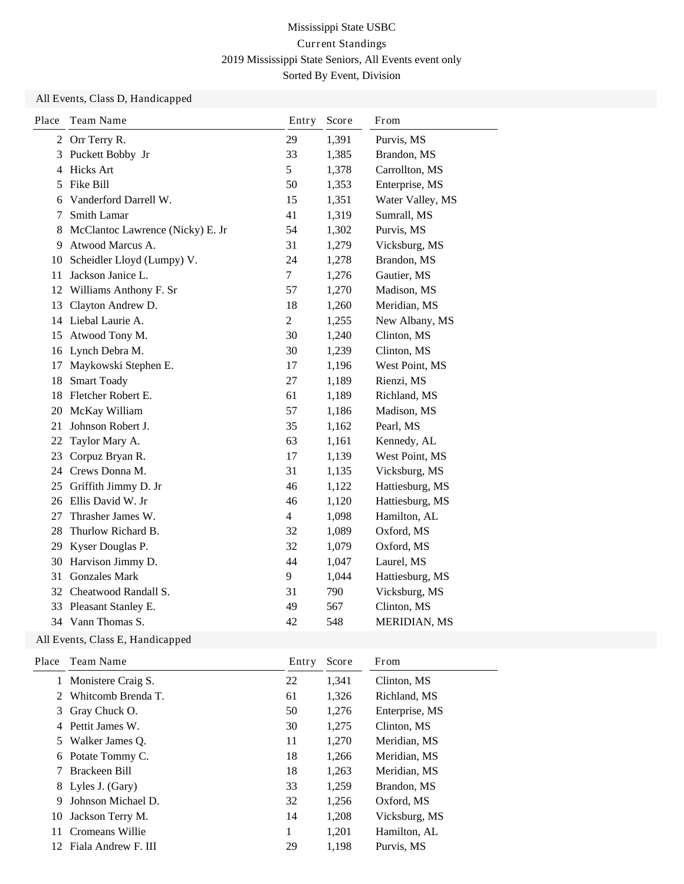Mississippi State USBC

Current Standings

2019 Mississippi State Seniors, All Events event only

Sorted By Event, Division

## All Events, Class D, Handicapped

| Place | Team Name | Entry | Score | From |
|---|---|---|---|---|
| 2 | Orr Terry R. | 29 | 1,391 | Purvis, MS |
| 3 | Puckett Bobby Jr | 33 | 1,385 | Brandon, MS |
| 4 | Hicks Art | 5 | 1,378 | Carrollton, MS |
| 5 | Fike Bill | 50 | 1,353 | Enterprise, MS |
| 6 | Vanderford Darrell W. | 15 | 1,351 | Water Valley, MS |
| 7 | Smith Lamar | 41 | 1,319 | Sumrall, MS |
| 8 | McClantoc Lawrence (Nicky) E. Jr | 54 | 1,302 | Purvis, MS |
| 9 | Atwood Marcus A. | 31 | 1,279 | Vicksburg, MS |
| 10 | Scheidler Lloyd (Lumpy) V. | 24 | 1,278 | Brandon, MS |
| 11 | Jackson Janice L. | 7 | 1,276 | Gautier, MS |
| 12 | Williams Anthony F. Sr | 57 | 1,270 | Madison, MS |
| 13 | Clayton Andrew D. | 18 | 1,260 | Meridian, MS |
| 14 | Liebal Laurie A. | 2 | 1,255 | New Albany, MS |
| 15 | Atwood Tony M. | 30 | 1,240 | Clinton, MS |
| 16 | Lynch Debra M. | 30 | 1,239 | Clinton, MS |
| 17 | Maykowski Stephen E. | 17 | 1,196 | West Point, MS |
| 18 | Smart Toady | 27 | 1,189 | Rienzi, MS |
| 18 | Fletcher Robert E. | 61 | 1,189 | Richland, MS |
| 20 | McKay William | 57 | 1,186 | Madison, MS |
| 21 | Johnson Robert J. | 35 | 1,162 | Pearl, MS |
| 22 | Taylor Mary A. | 63 | 1,161 | Kennedy, AL |
| 23 | Corpuz Bryan R. | 17 | 1,139 | West Point, MS |
| 24 | Crews Donna M. | 31 | 1,135 | Vicksburg, MS |
| 25 | Griffith Jimmy D. Jr | 46 | 1,122 | Hattiesburg, MS |
| 26 | Ellis David W. Jr | 46 | 1,120 | Hattiesburg, MS |
| 27 | Thrasher James W. | 4 | 1,098 | Hamilton, AL |
| 28 | Thurlow Richard B. | 32 | 1,089 | Oxford, MS |
| 29 | Kyser Douglas P. | 32 | 1,079 | Oxford, MS |
| 30 | Harvison Jimmy D. | 44 | 1,047 | Laurel, MS |
| 31 | Gonzales Mark | 9 | 1,044 | Hattiesburg, MS |
| 32 | Cheatwood Randall S. | 31 | 790 | Vicksburg, MS |
| 33 | Pleasant Stanley E. | 49 | 567 | Clinton, MS |
| 34 | Vann Thomas S. | 42 | 548 | MERIDIAN, MS |

## All Events, Class E, Handicapped

| Place | Team Name | Entry | Score | From |
|---|---|---|---|---|
| 1 | Monistere Craig S. | 22 | 1,341 | Clinton, MS |
| 2 | Whitcomb Brenda T. | 61 | 1,326 | Richland, MS |
| 3 | Gray Chuck O. | 50 | 1,276 | Enterprise, MS |
| 4 | Pettit James W. | 30 | 1,275 | Clinton, MS |
| 5 | Walker James Q. | 11 | 1,270 | Meridian, MS |
| 6 | Potate Tommy C. | 18 | 1,266 | Meridian, MS |
| 7 | Brackeen Bill | 18 | 1,263 | Meridian, MS |
| 8 | Lyles J. (Gary) | 33 | 1,259 | Brandon, MS |
| 9 | Johnson Michael D. | 32 | 1,256 | Oxford, MS |
| 10 | Jackson Terry M. | 14 | 1,208 | Vicksburg, MS |
| 11 | Cromeans Willie | 1 | 1,201 | Hamilton, AL |
| 12 | Fiala Andrew F. III | 29 | 1,198 | Purvis, MS |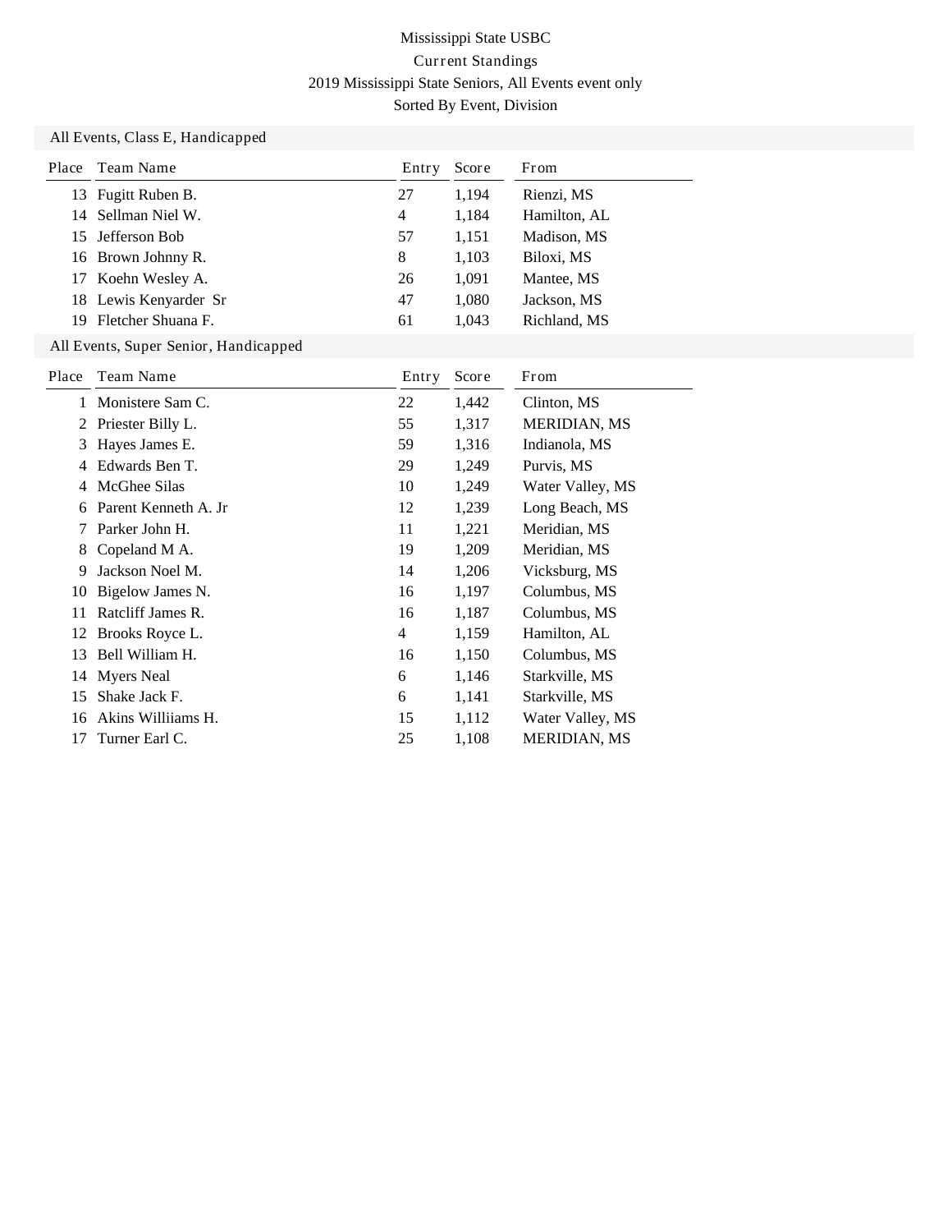# Mississippi State USBC

Current Standings

2019 Mississippi State Seniors, All Events event only

Sorted By Event, Division

## All Events, Class E, Handicapped

| Place | Team Name | Entry | Score | From |
|---|---|---|---|---|
| 13 | Fugitt Ruben B. | 27 | 1,194 | Rienzi, MS |
| 14 | Sellman Niel W. | 4 | 1,184 | Hamilton, AL |
| 15 | Jefferson Bob | 57 | 1,151 | Madison, MS |
| 16 | Brown Johnny R. | 8 | 1,103 | Biloxi, MS |
| 17 | Koehn Wesley A. | 26 | 1,091 | Mantee, MS |
| 18 | Lewis Kenyarder Sr | 47 | 1,080 | Jackson, MS |
| 19 | Fletcher Shuana F. | 61 | 1,043 | Richland, MS |

## All Events, Super Senior, Handicapped

| Place | Team Name | Entry | Score | From |
|---|---|---|---|---|
| 1 | Monistere Sam C. | 22 | 1,442 | Clinton, MS |
| 2 | Priester Billy L. | 55 | 1,317 | MERIDIAN, MS |
| 3 | Hayes James E. | 59 | 1,316 | Indianola, MS |
| 4 | Edwards Ben T. | 29 | 1,249 | Purvis, MS |
| 4 | McGhee Silas | 10 | 1,249 | Water Valley, MS |
| 6 | Parent Kenneth A. Jr | 12 | 1,239 | Long Beach, MS |
| 7 | Parker John H. | 11 | 1,221 | Meridian, MS |
| 8 | Copeland M A. | 19 | 1,209 | Meridian, MS |
| 9 | Jackson Noel M. | 14 | 1,206 | Vicksburg, MS |
| 10 | Bigelow James N. | 16 | 1,197 | Columbus, MS |
| 11 | Ratcliff James R. | 16 | 1,187 | Columbus, MS |
| 12 | Brooks Royce L. | 4 | 1,159 | Hamilton, AL |
| 13 | Bell William H. | 16 | 1,150 | Columbus, MS |
| 14 | Myers Neal | 6 | 1,146 | Starkville, MS |
| 15 | Shake Jack F. | 6 | 1,141 | Starkville, MS |
| 16 | Akins Williiams H. | 15 | 1,112 | Water Valley, MS |
| 17 | Turner Earl C. | 25 | 1,108 | MERIDIAN, MS |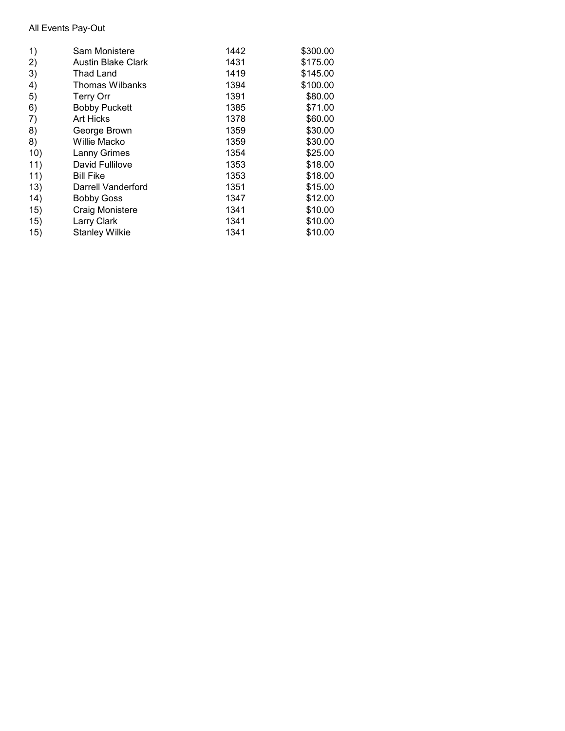All Events Pay-Out

| | | | |
|---|---|---|---|
| 1) | Sam Monistere | 1442 | $300.00 |
| 2) | Austin Blake Clark | 1431 | $175.00 |
| 3) | Thad Land | 1419 | $145.00 |
| 4) | Thomas Wilbanks | 1394 | $100.00 |
| 5) | Terry Orr | 1391 | $80.00 |
| 6) | Bobby Puckett | 1385 | $71.00 |
| 7) | Art Hicks | 1378 | $60.00 |
| 8) | George Brown | 1359 | $30.00 |
| 8) | Willie Macko | 1359 | $30.00 |
| 10) | Lanny Grimes | 1354 | $25.00 |
| 11) | David Fullilove | 1353 | $18.00 |
| 11) | Bill Fike | 1353 | $18.00 |
| 13) | Darrell Vanderford | 1351 | $15.00 |
| 14) | Bobby Goss | 1347 | $12.00 |
| 15) | Craig Monistere | 1341 | $10.00 |
| 15) | Larry Clark | 1341 | $10.00 |
| 15) | Stanley Wilkie | 1341 | $10.00 |